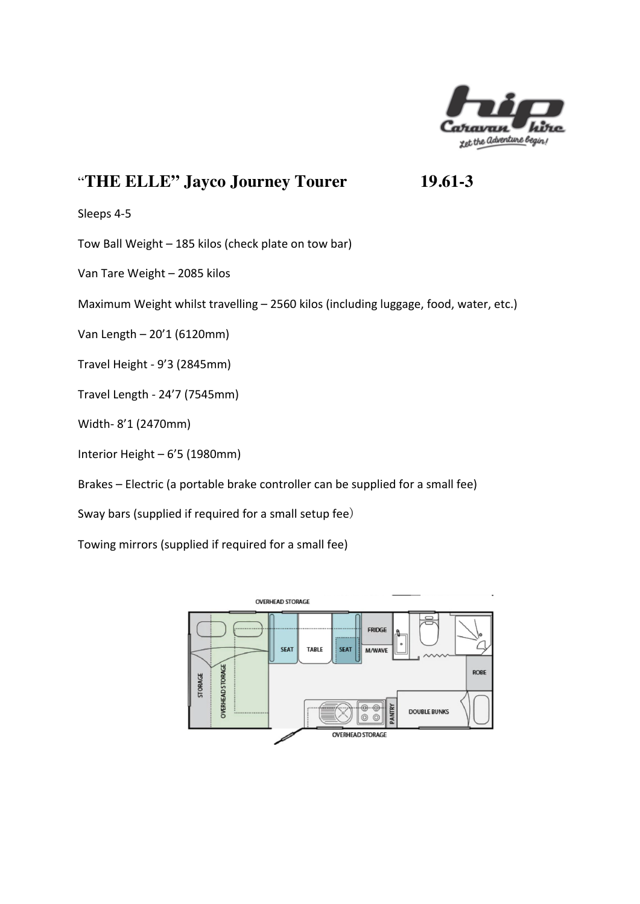# "THE ELLE" Jayco Journey Tourer 19.61-3

Sleeps 4-5

Tow Ball Weight – 185 kilos (check plate on tow bar)

Van Tare Weight – 2085 kilos

Maximum Weight whilst travelling – 2560 kilos (including luggage, food, water, etc.)

Van Length – 20'1 (6120mm)

Travel Height - 9'3 (2845mm)

Travel Length - 24'7 (7545mm)

Width- 8'1 (2470mm)

Interior Height – 6'5 (1980mm)

Brakes – Electric (a portable brake controller can be supplied for a small fee)

Sway bars (supplied if required for a small setup fee)

Towing mirrors (supplied if required for a small fee)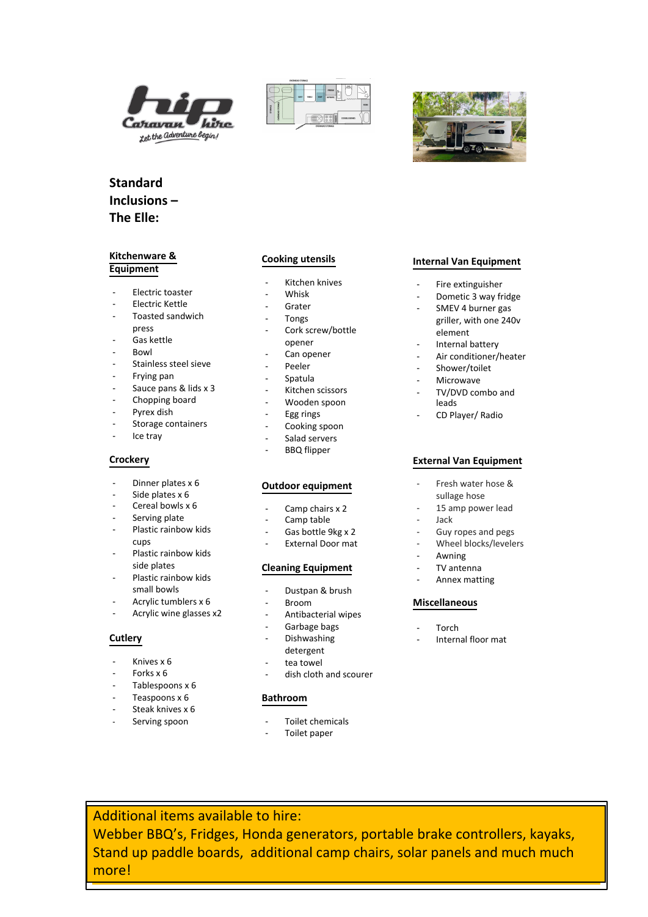# Standard Inclusions – The Elle:

## Kitchenware & Equipment

- Electric toaster
- Electric Kettle
- Toasted sandwich press
- Gas kettle
- Bowl
- Stainless steel sieve
- Frying pan
- Sauce pans & lids x 3
- Chopping board
- Pyrex dish
- Storage containers
- Ice tray

## Crockery

- Dinner plates x 6
- Side plates x 6
- Cereal bowls x 6
- Serving plate
- Plastic rainbow kids cups
- Plastic rainbow kids side plates
- Plastic rainbow kids small bowls
- Acrylic tumblers x 6
- Acrylic wine glasses x2

## Cutlery

- Knives x 6
- Forks x 6
- Tablespoons x 6
- Teaspoons x 6
- Steak knives x 6
- Serving spoon

## Cooking utensils

- Kitchen knives
- Whisk
- Grater
- Tongs
- Cork screw/bottle opener
- Can opener
- Peeler
- Spatula
- Kitchen scissors
- Wooden spoon
- Egg rings
- Cooking spoon
- Salad servers
- BBQ flipper

## Outdoor equipment

- Camp chairs x 2
- Camp table
- Gas bottle 9kg x 2
- External Door mat

## Cleaning Equipment

- Dustpan & brush
- Broom
- Antibacterial wipes
- Garbage bags
- Dishwashing detergent
- tea towel
- dish cloth and scourer

## Bathroom

- Toilet chemicals
- Toilet paper

## Internal Van Equipment

- Fire extinguisher
- Dometic 3 way fridge
- SMEV 4 burner gas griller, with one 240v element
- Internal battery
- Air conditioner/heater
- Shower/toilet
- Microwave
- TV/DVD combo and leads
- CD Player/ Radio

## External Van Equipment

- Fresh water hose & sullage hose
- 15 amp power lead
- Jack
- Guy ropes and pegs
- Wheel blocks/levelers
- Awning
- TV antenna
- Annex matting

## Miscellaneous

- Torch
- Internal floor mat

Additional items available to hire:
Webber BBQ's, Fridges, Honda generators, portable brake controllers, kayaks, Stand up paddle boards, additional camp chairs, solar panels and much much more!